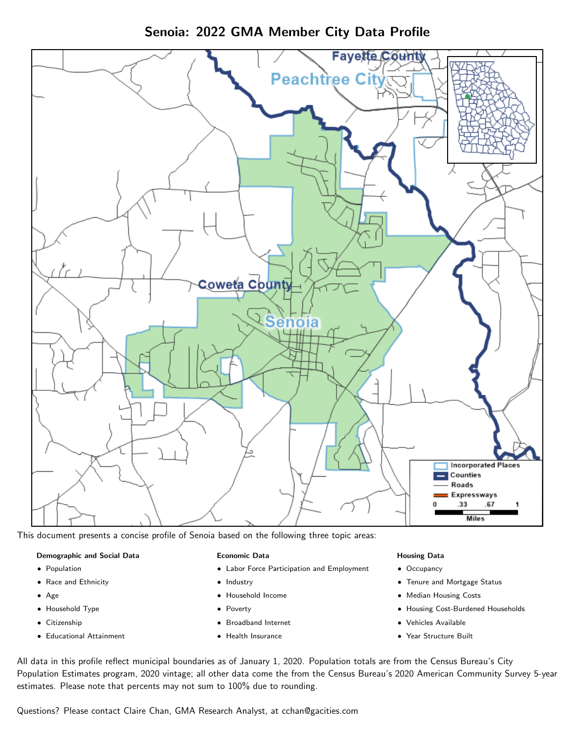# Senoia: 2022 GMA Member City Data Profile

This document presents a concise profile of Senoia based on the following three topic areas:

**Demographic and Social Data**

- Population
- Race and Ethnicity
- Age
- Household Type
- Citizenship
- Educational Attainment

**Economic Data**

- Labor Force Participation and Employment
- Industry
- Household Income
- Poverty
- Broadband Internet
- Health Insurance

**Housing Data**

- Occupancy
- Tenure and Mortgage Status
- Median Housing Costs
- Housing Cost-Burdened Households
- Vehicles Available
- Year Structure Built

All data in this profile reflect municipal boundaries as of January 1, 2020. Population totals are from the Census Bureau's City Population Estimates program, 2020 vintage; all other data come the from the Census Bureau's 2020 American Community Survey 5-year estimates. Please note that percents may not sum to 100% due to rounding.

Questions? Please contact Claire Chan, GMA Research Analyst, at cchan@gacities.com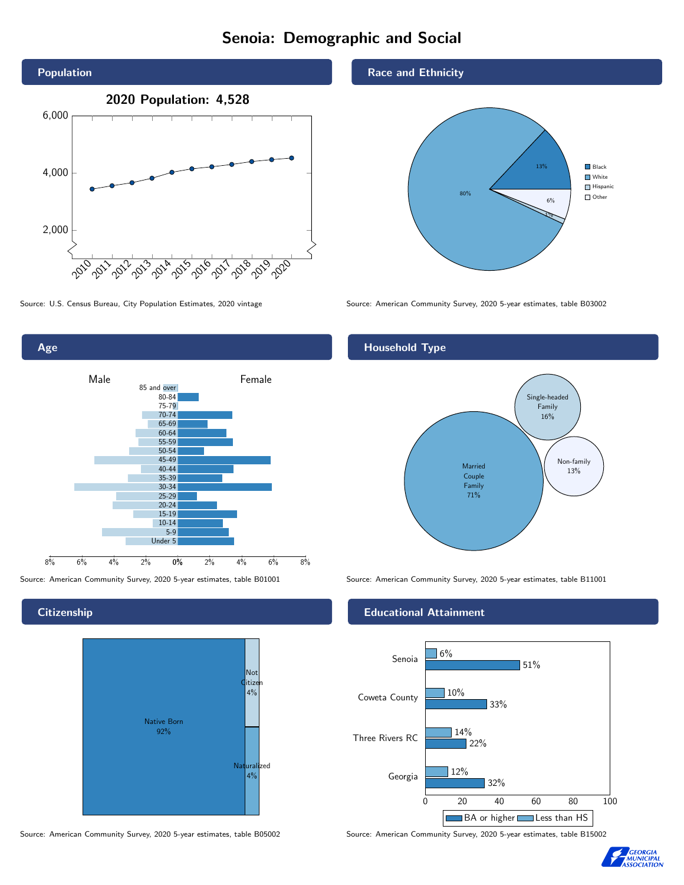# Senoia: Demographic and Social

## Population

2020 Population: 4,528

Source: U.S. Census Bureau, City Population Estimates, 2020 vintage

## Race and Ethnicity

| Group | Percent |
| --- | --- |
| Black | 13% |
| White | 80% |
| Hispanic | 1% |
| Other | 6% |

Source: American Community Survey, 2020 5-year estimates, table B03002

## Age

Male / Female

Age groups: 85 and over, 80-84, 75-79, 70-74, 65-69, 60-64, 55-59, 50-54, 45-49, 40-44, 35-39, 30-34, 25-29, 20-24, 15-19, 10-14, 5-9, Under 5

Source: American Community Survey, 2020 5-year estimates, table B01001

## Household Type

| Household Type | Percent |
| --- | --- |
| Married Couple Family | 71% |
| Single-headed Family | 16% |
| Non-family | 13% |

Source: American Community Survey, 2020 5-year estimates, table B11001

## Citizenship

| Status | Percent |
| --- | --- |
| Native Born | 92% |
| Not Citizen | 4% |
| Naturalized | 4% |

Source: American Community Survey, 2020 5-year estimates, table B05002

## Educational Attainment

| Area | Less than HS | BA or higher |
| --- | --- | --- |
| Senoia | 6% | 51% |
| Coweta County | 10% | 33% |
| Three Rivers RC | 14% | 22% |
| Georgia | 12% | 32% |

Source: American Community Survey, 2020 5-year estimates, table B15002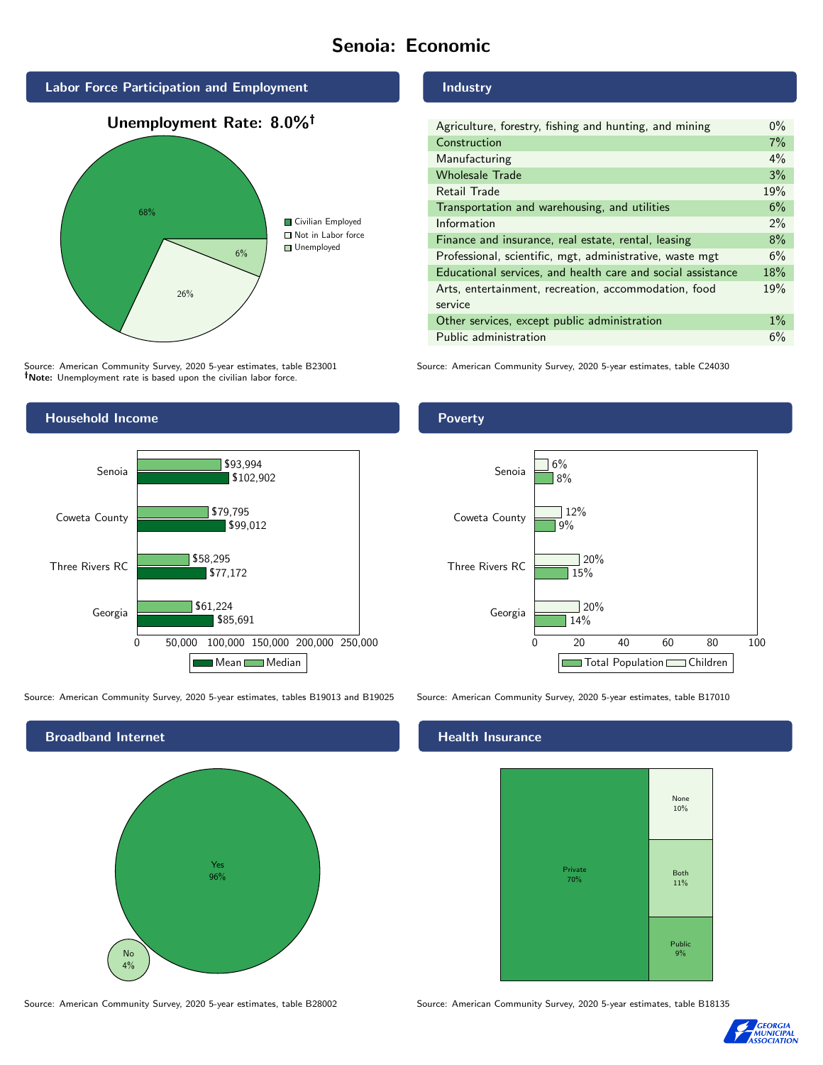# Senoia: Economic

## Labor Force Participation and Employment

**Unemployment Rate: 8.0%†**

| Category | Percent |
|---|---|
| Civilian Employed | 68% |
| Not in Labor force | 26% |
| Unemployed | 6% |

Source: American Community Survey, 2020 5-year estimates, table B23001
†**Note:** Unemployment rate is based upon the civilian labor force.

## Industry

| Industry | Percent |
|---|---|
| Agriculture, forestry, fishing and hunting, and mining | 0% |
| Construction | 7% |
| Manufacturing | 4% |
| Wholesale Trade | 3% |
| Retail Trade | 19% |
| Transportation and warehousing, and utilities | 6% |
| Information | 2% |
| Finance and insurance, real estate, rental, leasing | 8% |
| Professional, scientific, mgt, administrative, waste mgt | 6% |
| Educational services, and health care and social assistance | 18% |
| Arts, entertainment, recreation, accommodation, food service | 19% |
| Other services, except public administration | 1% |
| Public administration | 6% |

Source: American Community Survey, 2020 5-year estimates, table C24030

## Household Income

| | Median | Mean |
|---|---|---|
| Senoia | $93,994 | $102,902 |
| Coweta County | $79,795 | $99,012 |
| Three Rivers RC | $58,295 | $77,172 |
| Georgia | $61,224 | $85,691 |

Source: American Community Survey, 2020 5-year estimates, tables B19013 and B19025

## Poverty

| | Children | Total Population |
|---|---|---|
| Senoia | 6% | 8% |
| Coweta County | 12% | 9% |
| Three Rivers RC | 20% | 15% |
| Georgia | 20% | 14% |

Source: American Community Survey, 2020 5-year estimates, table B17010

## Broadband Internet

| | Percent |
|---|---|
| Yes | 96% |
| No | 4% |

Source: American Community Survey, 2020 5-year estimates, table B28002

## Health Insurance

| | Percent |
|---|---|
| Private | 70% |
| None | 10% |
| Both | 11% |
| Public | 9% |

Source: American Community Survey, 2020 5-year estimates, table B18135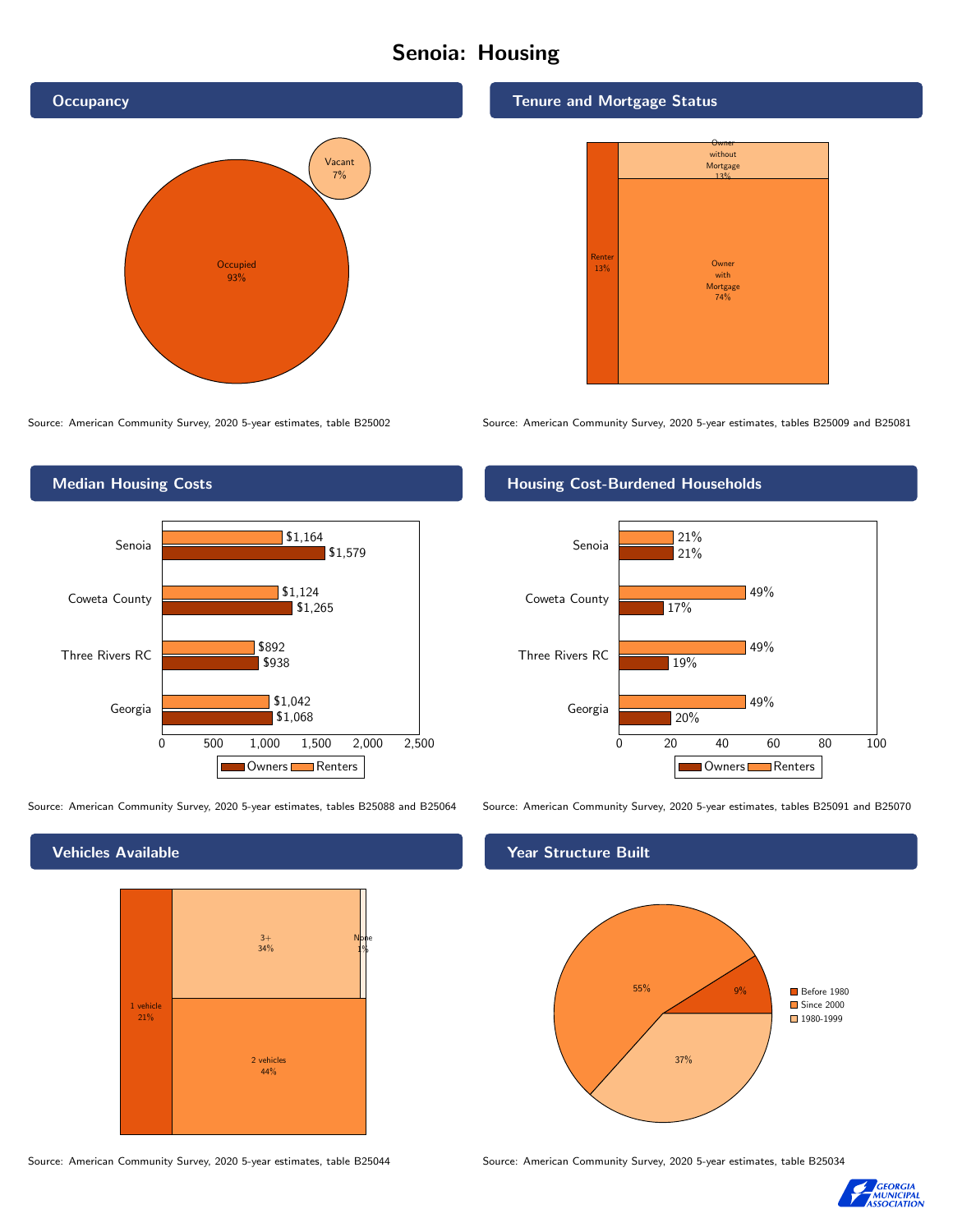# Senoia: Housing

## Occupancy

Vacant
7%

Occupied
93%

Source: American Community Survey, 2020 5-year estimates, table B25002

## Tenure and Mortgage Status

Owner without Mortgage
13%

Renter
13%

Owner with Mortgage
74%

Source: American Community Survey, 2020 5-year estimates, tables B25009 and B25081

## Median Housing Costs

Senoia
$1,164
$1,579

Coweta County
$1,124
$1,265

Three Rivers RC
$892
$938

Georgia
$1,042
$1,068

0 500 1,000 1,500 2,000 2,500

Owners Renters

Source: American Community Survey, 2020 5-year estimates, tables B25088 and B25064

## Housing Cost-Burdened Households

Senoia
21%
21%

Coweta County
49%
17%

Three Rivers RC
49%
19%

Georgia
49%
20%

0 20 40 60 80 100

Owners Renters

Source: American Community Survey, 2020 5-year estimates, tables B25091 and B25070

## Vehicles Available

1 vehicle
21%

3+
34%

None
1%

2 vehicles
44%

Source: American Community Survey, 2020 5-year estimates, table B25044

## Year Structure Built

55%

9%

37%

Before 1980
Since 2000
1980-1999

Source: American Community Survey, 2020 5-year estimates, table B25034